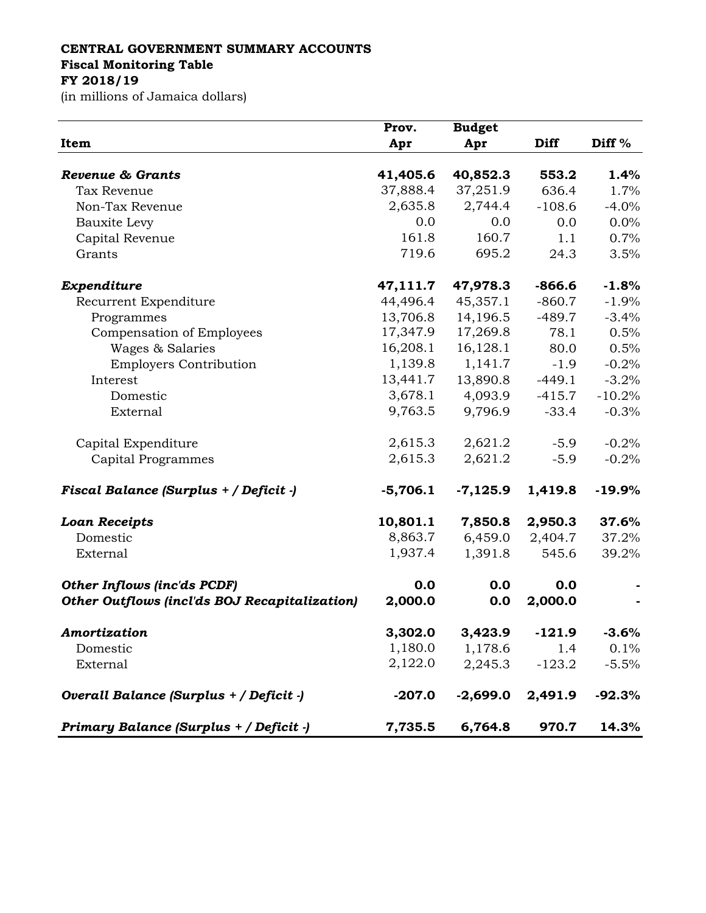**CENTRAL GOVERNMENT SUMMARY ACCOUNTS**
**Fiscal Monitoring Table**
**FY 2018/19**
(in millions of Jamaica dollars)

| Item | Prov. Apr | Budget Apr | Diff | Diff % |
|---|---|---|---|---|
| ***Revenue & Grants*** | **41,405.6** | **40,852.3** | **553.2** | **1.4%** |
| Tax Revenue | 37,888.4 | 37,251.9 | 636.4 | 1.7% |
| Non-Tax Revenue | 2,635.8 | 2,744.4 | -108.6 | -4.0% |
| Bauxite Levy | 0.0 | 0.0 | 0.0 | 0.0% |
| Capital Revenue | 161.8 | 160.7 | 1.1 | 0.7% |
| Grants | 719.6 | 695.2 | 24.3 | 3.5% |
| ***Expenditure*** | **47,111.7** | **47,978.3** | **-866.6** | **-1.8%** |
| Recurrent Expenditure | 44,496.4 | 45,357.1 | -860.7 | -1.9% |
| Programmes | 13,706.8 | 14,196.5 | -489.7 | -3.4% |
| Compensation of Employees | 17,347.9 | 17,269.8 | 78.1 | 0.5% |
| Wages & Salaries | 16,208.1 | 16,128.1 | 80.0 | 0.5% |
| Employers Contribution | 1,139.8 | 1,141.7 | -1.9 | -0.2% |
| Interest | 13,441.7 | 13,890.8 | -449.1 | -3.2% |
| Domestic | 3,678.1 | 4,093.9 | -415.7 | -10.2% |
| External | 9,763.5 | 9,796.9 | -33.4 | -0.3% |
| Capital Expenditure | 2,615.3 | 2,621.2 | -5.9 | -0.2% |
| Capital Programmes | 2,615.3 | 2,621.2 | -5.9 | -0.2% |
| ***Fiscal Balance (Surplus + / Deficit -)*** | **-5,706.1** | **-7,125.9** | **1,419.8** | **-19.9%** |
| ***Loan Receipts*** | **10,801.1** | **7,850.8** | **2,950.3** | **37.6%** |
| Domestic | 8,863.7 | 6,459.0 | 2,404.7 | 37.2% |
| External | 1,937.4 | 1,391.8 | 545.6 | 39.2% |
| ***Other Inflows (inc'ds PCDF)*** | **0.0** | **0.0** | **0.0** | **-** |
| ***Other Outflows (incl'ds BOJ Recapitalization)*** | **2,000.0** | **0.0** | **2,000.0** | **-** |
| ***Amortization*** | **3,302.0** | **3,423.9** | **-121.9** | **-3.6%** |
| Domestic | 1,180.0 | 1,178.6 | 1.4 | 0.1% |
| External | 2,122.0 | 2,245.3 | -123.2 | -5.5% |
| ***Overall Balance (Surplus + / Deficit -)*** | **-207.0** | **-2,699.0** | **2,491.9** | **-92.3%** |
| ***Primary Balance (Surplus + / Deficit -)*** | **7,735.5** | **6,764.8** | **970.7** | **14.3%** |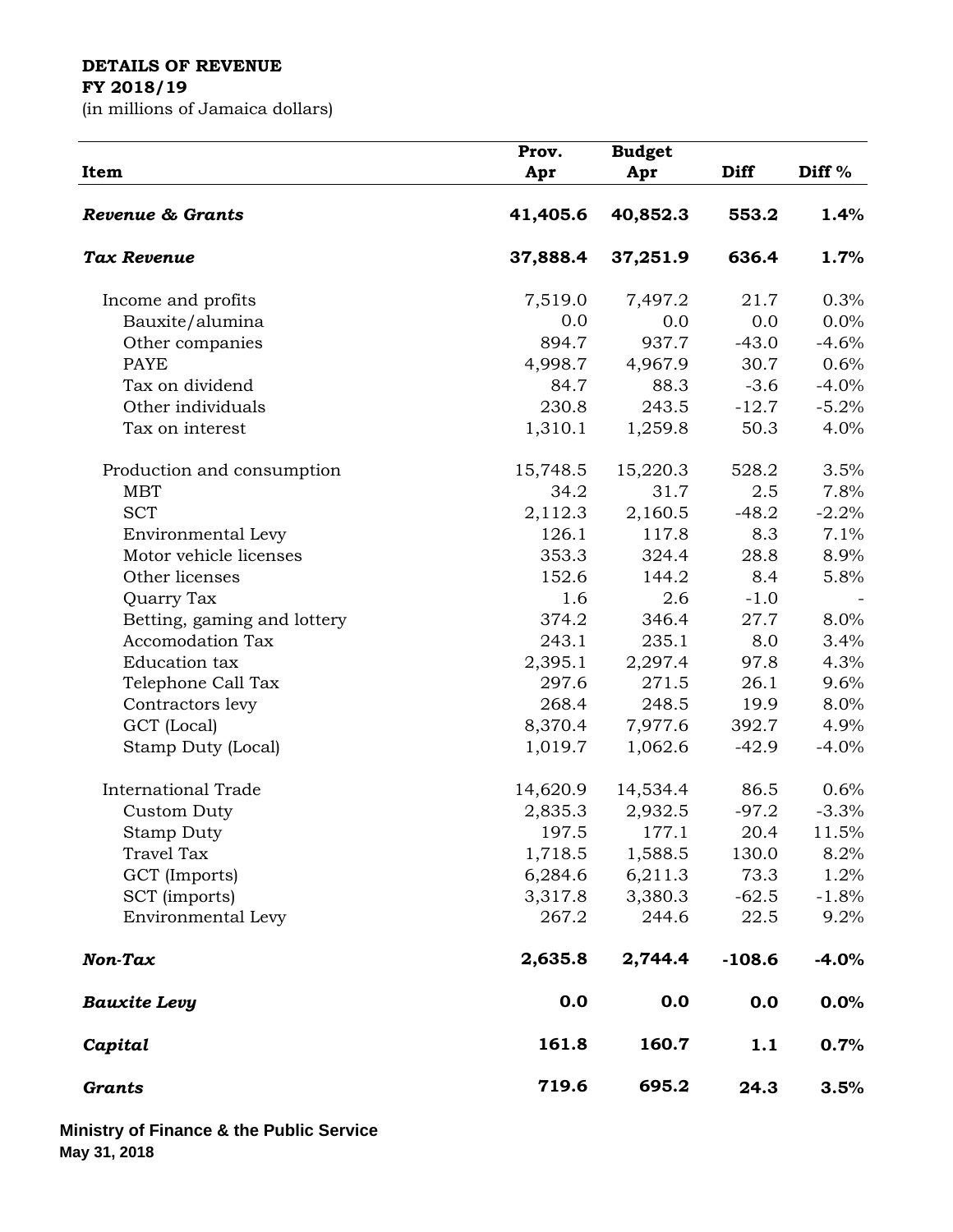**DETAILS OF REVENUE**
**FY 2018/19**
(in millions of Jamaica dollars)

| Item | Prov. Apr | Budget Apr | Diff | Diff % |
|---|---|---|---|---|
| ***Revenue & Grants*** | **41,405.6** | **40,852.3** | **553.2** | **1.4%** |
| ***Tax Revenue*** | **37,888.4** | **37,251.9** | **636.4** | **1.7%** |
| Income and profits | 7,519.0 | 7,497.2 | 21.7 | 0.3% |
| Bauxite/alumina | 0.0 | 0.0 | 0.0 | 0.0% |
| Other companies | 894.7 | 937.7 | -43.0 | -4.6% |
| PAYE | 4,998.7 | 4,967.9 | 30.7 | 0.6% |
| Tax on dividend | 84.7 | 88.3 | -3.6 | -4.0% |
| Other individuals | 230.8 | 243.5 | -12.7 | -5.2% |
| Tax on interest | 1,310.1 | 1,259.8 | 50.3 | 4.0% |
| Production and consumption | 15,748.5 | 15,220.3 | 528.2 | 3.5% |
| MBT | 34.2 | 31.7 | 2.5 | 7.8% |
| SCT | 2,112.3 | 2,160.5 | -48.2 | -2.2% |
| Environmental Levy | 126.1 | 117.8 | 8.3 | 7.1% |
| Motor vehicle licenses | 353.3 | 324.4 | 28.8 | 8.9% |
| Other licenses | 152.6 | 144.2 | 8.4 | 5.8% |
| Quarry Tax | 1.6 | 2.6 | -1.0 | - |
| Betting, gaming and lottery | 374.2 | 346.4 | 27.7 | 8.0% |
| Accomodation Tax | 243.1 | 235.1 | 8.0 | 3.4% |
| Education tax | 2,395.1 | 2,297.4 | 97.8 | 4.3% |
| Telephone Call Tax | 297.6 | 271.5 | 26.1 | 9.6% |
| Contractors levy | 268.4 | 248.5 | 19.9 | 8.0% |
| GCT (Local) | 8,370.4 | 7,977.6 | 392.7 | 4.9% |
| Stamp Duty (Local) | 1,019.7 | 1,062.6 | -42.9 | -4.0% |
| International Trade | 14,620.9 | 14,534.4 | 86.5 | 0.6% |
| Custom Duty | 2,835.3 | 2,932.5 | -97.2 | -3.3% |
| Stamp Duty | 197.5 | 177.1 | 20.4 | 11.5% |
| Travel Tax | 1,718.5 | 1,588.5 | 130.0 | 8.2% |
| GCT (Imports) | 6,284.6 | 6,211.3 | 73.3 | 1.2% |
| SCT (imports) | 3,317.8 | 3,380.3 | -62.5 | -1.8% |
| Environmental Levy | 267.2 | 244.6 | 22.5 | 9.2% |
| ***Non-Tax*** | **2,635.8** | **2,744.4** | **-108.6** | **-4.0%** |
| ***Bauxite Levy*** | **0.0** | **0.0** | **0.0** | **0.0%** |
| ***Capital*** | **161.8** | **160.7** | **1.1** | **0.7%** |
| ***Grants*** | **719.6** | **695.2** | **24.3** | **3.5%** |

**Ministry of Finance & the Public Service**
**May 31, 2018**